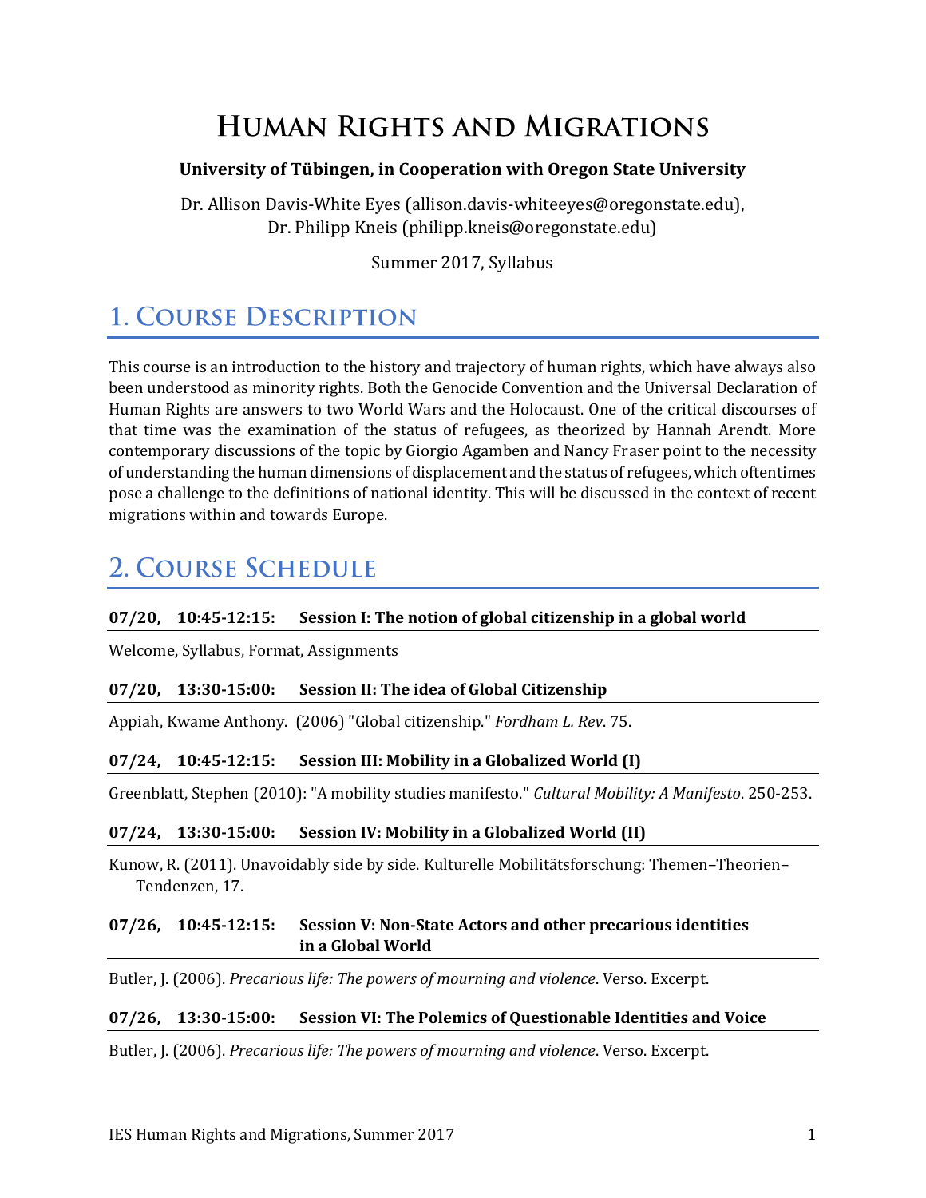# Human Rights and Migrations

**University of Tübingen, in Cooperation with Oregon State University**

Dr. Allison Davis-White Eyes (allison.davis-whiteeyes@oregonstate.edu),
Dr. Philipp Kneis (philipp.kneis@oregonstate.edu)

Summer 2017, Syllabus

## 1. Course Description

This course is an introduction to the history and trajectory of human rights, which have always also been understood as minority rights. Both the Genocide Convention and the Universal Declaration of Human Rights are answers to two World Wars and the Holocaust. One of the critical discourses of that time was the examination of the status of refugees, as theorized by Hannah Arendt. More contemporary discussions of the topic by Giorgio Agamben and Nancy Fraser point to the necessity of understanding the human dimensions of displacement and the status of refugees, which oftentimes pose a challenge to the definitions of national identity. This will be discussed in the context of recent migrations within and towards Europe.

## 2. Course Schedule

**07/20, 10:45-12:15: Session I: The notion of global citizenship in a global world**

Welcome, Syllabus, Format, Assignments

**07/20, 13:30-15:00: Session II: The idea of Global Citizenship**

Appiah, Kwame Anthony. (2006) "Global citizenship." *Fordham L. Rev*. 75.

**07/24, 10:45-12:15: Session III: Mobility in a Globalized World (I)**

Greenblatt, Stephen (2010): "A mobility studies manifesto." *Cultural Mobility: A Manifesto*. 250-253.

**07/24, 13:30-15:00: Session IV: Mobility in a Globalized World (II)**

Kunow, R. (2011). Unavoidably side by side. Kulturelle Mobilitätsforschung: Themen–Theorien–Tendenzen, 17.

**07/26, 10:45-12:15: Session V: Non-State Actors and other precarious identities in a Global World**

Butler, J. (2006). *Precarious life: The powers of mourning and violence*. Verso. Excerpt.

**07/26, 13:30-15:00: Session VI: The Polemics of Questionable Identities and Voice**

Butler, J. (2006). *Precarious life: The powers of mourning and violence*. Verso. Excerpt.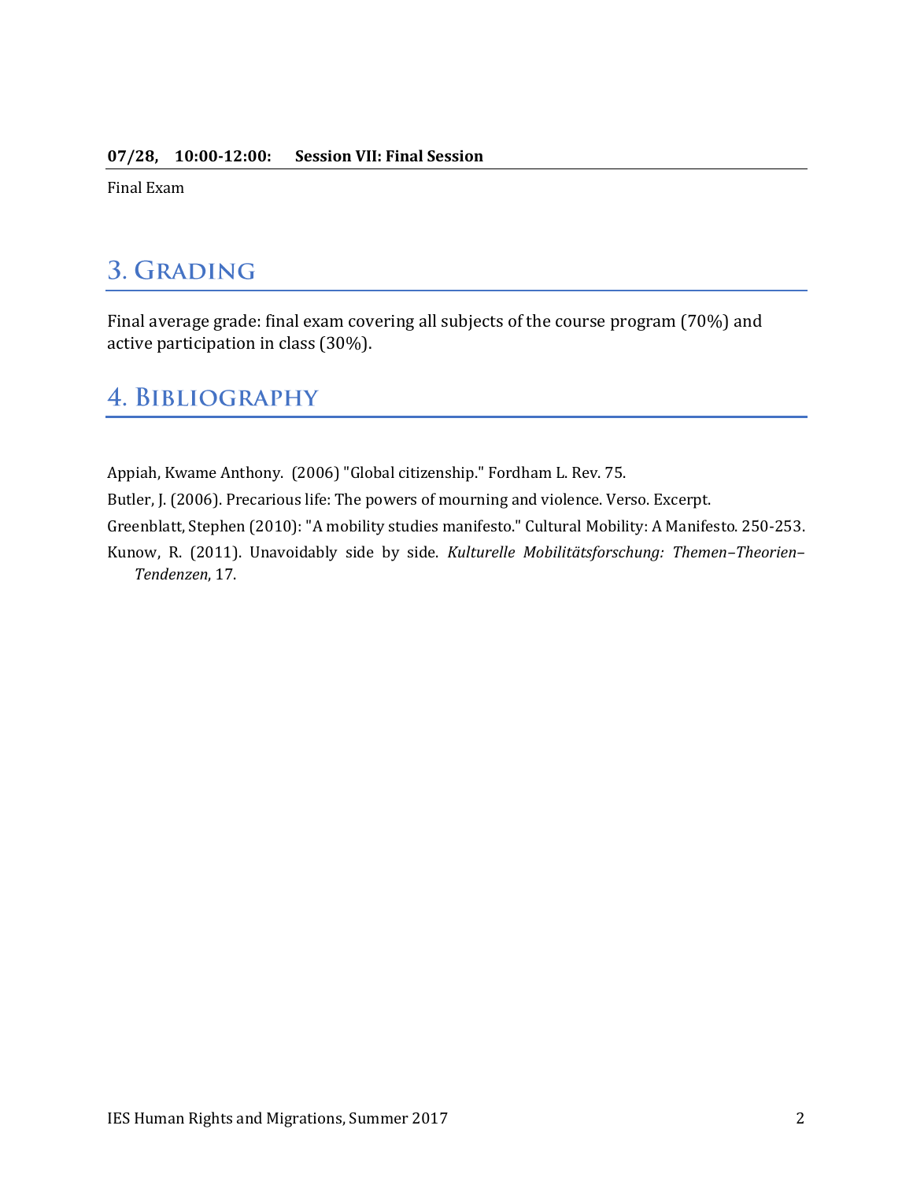**07/28, 10:00-12:00: Session VII: Final Session**

Final Exam

## 3. Grading

Final average grade: final exam covering all subjects of the course program (70%) and active participation in class (30%).

## 4. Bibliography

Appiah, Kwame Anthony. (2006) "Global citizenship." Fordham L. Rev. 75.

Butler, J. (2006). Precarious life: The powers of mourning and violence. Verso. Excerpt.

Greenblatt, Stephen (2010): "A mobility studies manifesto." Cultural Mobility: A Manifesto. 250-253.

Kunow, R. (2011). Unavoidably side by side. *Kulturelle Mobilitätsforschung: Themen–Theorien–Tendenzen*, 17.